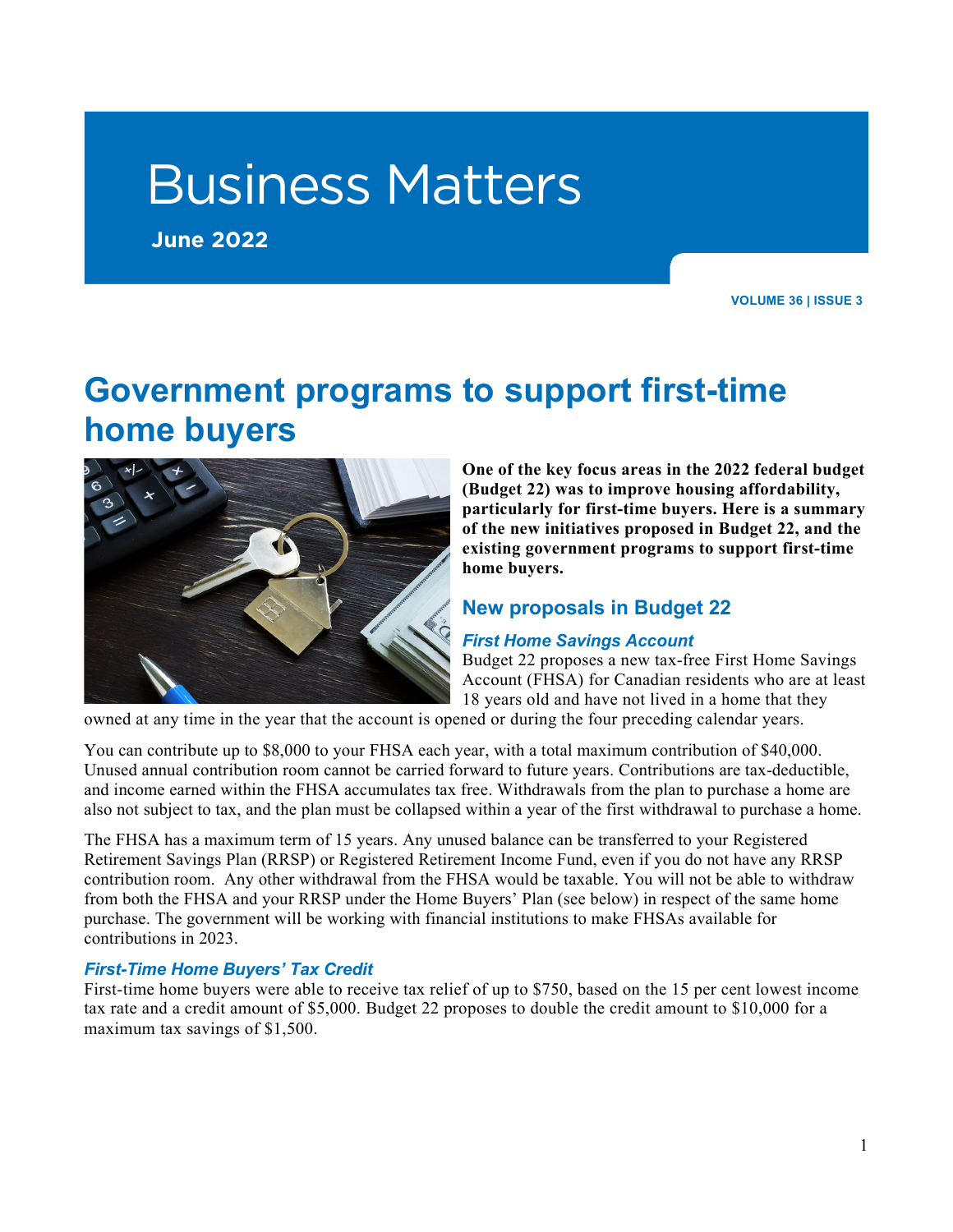# Business Matters

**June 2022**

VOLUME 36 | ISSUE 3

# Government programs to support first-time home buyers

**One of the key focus areas in the 2022 federal budget (Budget 22) was to improve housing affordability, particularly for first-time buyers. Here is a summary of the new initiatives proposed in Budget 22, and the existing government programs to support first-time home buyers.**

## New proposals in Budget 22

### *First Home Savings Account*

Budget 22 proposes a new tax-free First Home Savings Account (FHSA) for Canadian residents who are at least 18 years old and have not lived in a home that they owned at any time in the year that the account is opened or during the four preceding calendar years.

You can contribute up to $8,000 to your FHSA each year, with a total maximum contribution of $40,000. Unused annual contribution room cannot be carried forward to future years. Contributions are tax-deductible, and income earned within the FHSA accumulates tax free. Withdrawals from the plan to purchase a home are also not subject to tax, and the plan must be collapsed within a year of the first withdrawal to purchase a home.

The FHSA has a maximum term of 15 years. Any unused balance can be transferred to your Registered Retirement Savings Plan (RRSP) or Registered Retirement Income Fund, even if you do not have any RRSP contribution room. Any other withdrawal from the FHSA would be taxable. You will not be able to withdraw from both the FHSA and your RRSP under the Home Buyers' Plan (see below) in respect of the same home purchase. The government will be working with financial institutions to make FHSAs available for contributions in 2023.

### *First-Time Home Buyers' Tax Credit*

First-time home buyers were able to receive tax relief of up to $750, based on the 15 per cent lowest income tax rate and a credit amount of $5,000. Budget 22 proposes to double the credit amount to $10,000 for a maximum tax savings of $1,500.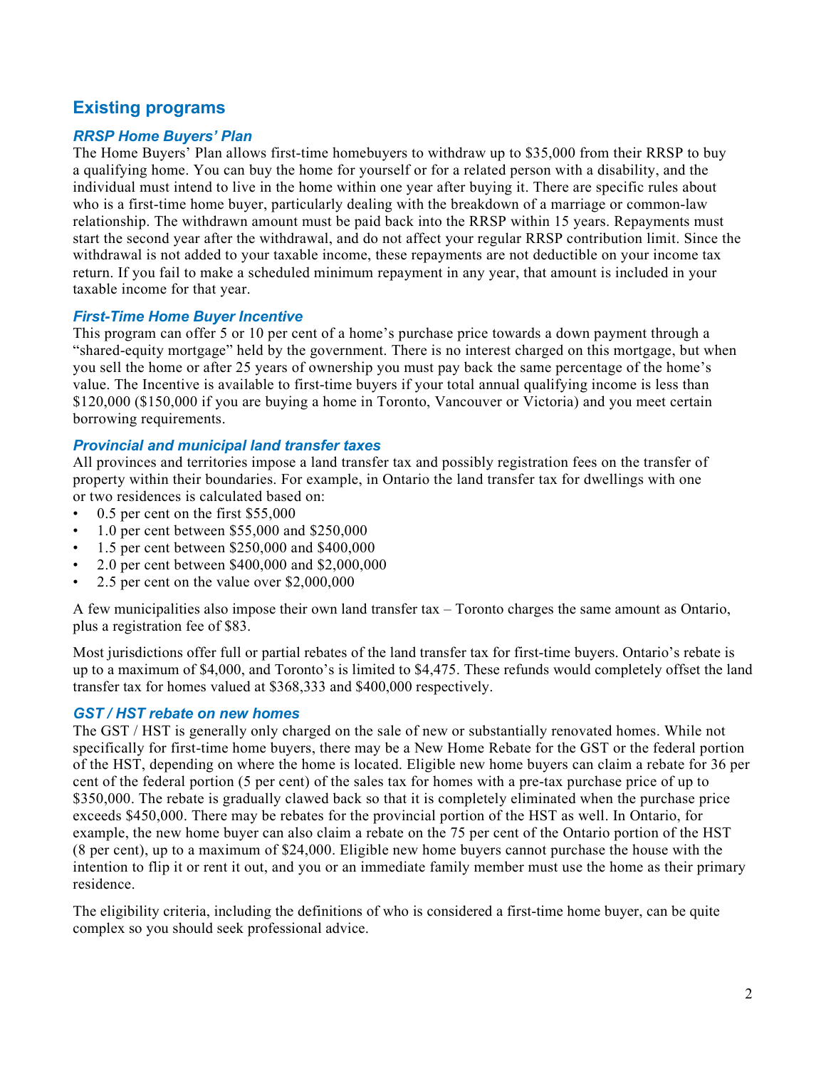## Existing programs

### *RRSP Home Buyers' Plan*

The Home Buyers' Plan allows first-time homebuyers to withdraw up to $35,000 from their RRSP to buy a qualifying home. You can buy the home for yourself or for a related person with a disability, and the individual must intend to live in the home within one year after buying it. There are specific rules about who is a first-time home buyer, particularly dealing with the breakdown of a marriage or common-law relationship. The withdrawn amount must be paid back into the RRSP within 15 years. Repayments must start the second year after the withdrawal, and do not affect your regular RRSP contribution limit. Since the withdrawal is not added to your taxable income, these repayments are not deductible on your income tax return. If you fail to make a scheduled minimum repayment in any year, that amount is included in your taxable income for that year.

### *First-Time Home Buyer Incentive*

This program can offer 5 or 10 per cent of a home's purchase price towards a down payment through a "shared-equity mortgage" held by the government. There is no interest charged on this mortgage, but when you sell the home or after 25 years of ownership you must pay back the same percentage of the home's value. The Incentive is available to first-time buyers if your total annual qualifying income is less than $120,000 ($150,000 if you are buying a home in Toronto, Vancouver or Victoria) and you meet certain borrowing requirements.

### *Provincial and municipal land transfer taxes*

All provinces and territories impose a land transfer tax and possibly registration fees on the transfer of property within their boundaries. For example, in Ontario the land transfer tax for dwellings with one or two residences is calculated based on:

- 0.5 per cent on the first $55,000
- 1.0 per cent between $55,000 and $250,000
- 1.5 per cent between $250,000 and $400,000
- 2.0 per cent between $400,000 and $2,000,000
- 2.5 per cent on the value over $2,000,000

A few municipalities also impose their own land transfer tax – Toronto charges the same amount as Ontario, plus a registration fee of $83.

Most jurisdictions offer full or partial rebates of the land transfer tax for first-time buyers. Ontario's rebate is up to a maximum of $4,000, and Toronto's is limited to $4,475. These refunds would completely offset the land transfer tax for homes valued at $368,333 and $400,000 respectively.

### *GST / HST rebate on new homes*

The GST / HST is generally only charged on the sale of new or substantially renovated homes. While not specifically for first-time home buyers, there may be a New Home Rebate for the GST or the federal portion of the HST, depending on where the home is located. Eligible new home buyers can claim a rebate for 36 per cent of the federal portion (5 per cent) of the sales tax for homes with a pre-tax purchase price of up to $350,000. The rebate is gradually clawed back so that it is completely eliminated when the purchase price exceeds $450,000. There may be rebates for the provincial portion of the HST as well. In Ontario, for example, the new home buyer can also claim a rebate on the 75 per cent of the Ontario portion of the HST (8 per cent), up to a maximum of $24,000. Eligible new home buyers cannot purchase the house with the intention to flip it or rent it out, and you or an immediate family member must use the home as their primary residence.

The eligibility criteria, including the definitions of who is considered a first-time home buyer, can be quite complex so you should seek professional advice.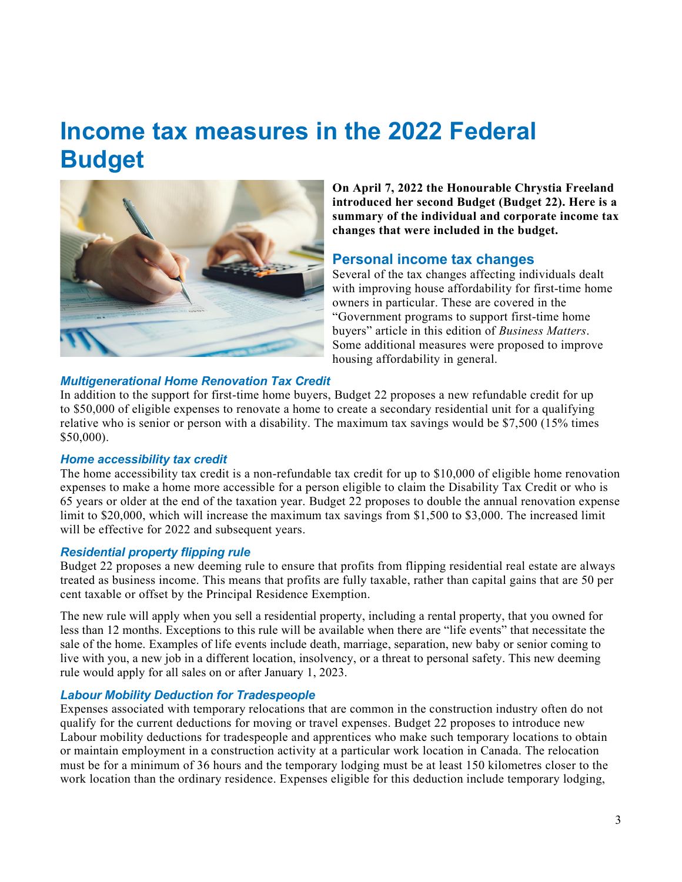# Income tax measures in the 2022 Federal Budget

**On April 7, 2022 the Honourable Chrystia Freeland introduced her second Budget (Budget 22). Here is a summary of the individual and corporate income tax changes that were included in the budget.**

## Personal income tax changes

Several of the tax changes affecting individuals dealt with improving house affordability for first-time home owners in particular. These are covered in the "Government programs to support first-time home buyers" article in this edition of *Business Matters*. Some additional measures were proposed to improve housing affordability in general.

### *Multigenerational Home Renovation Tax Credit*

In addition to the support for first-time home buyers, Budget 22 proposes a new refundable credit for up to $50,000 of eligible expenses to renovate a home to create a secondary residential unit for a qualifying relative who is senior or person with a disability. The maximum tax savings would be $7,500 (15% times $50,000).

### *Home accessibility tax credit*

The home accessibility tax credit is a non-refundable tax credit for up to $10,000 of eligible home renovation expenses to make a home more accessible for a person eligible to claim the Disability Tax Credit or who is 65 years or older at the end of the taxation year. Budget 22 proposes to double the annual renovation expense limit to $20,000, which will increase the maximum tax savings from $1,500 to $3,000. The increased limit will be effective for 2022 and subsequent years.

### *Residential property flipping rule*

Budget 22 proposes a new deeming rule to ensure that profits from flipping residential real estate are always treated as business income. This means that profits are fully taxable, rather than capital gains that are 50 per cent taxable or offset by the Principal Residence Exemption.

The new rule will apply when you sell a residential property, including a rental property, that you owned for less than 12 months. Exceptions to this rule will be available when there are "life events" that necessitate the sale of the home. Examples of life events include death, marriage, separation, new baby or senior coming to live with you, a new job in a different location, insolvency, or a threat to personal safety. This new deeming rule would apply for all sales on or after January 1, 2023.

### *Labour Mobility Deduction for Tradespeople*

Expenses associated with temporary relocations that are common in the construction industry often do not qualify for the current deductions for moving or travel expenses. Budget 22 proposes to introduce new Labour mobility deductions for tradespeople and apprentices who make such temporary locations to obtain or maintain employment in a construction activity at a particular work location in Canada. The relocation must be for a minimum of 36 hours and the temporary lodging must be at least 150 kilometres closer to the work location than the ordinary residence. Expenses eligible for this deduction include temporary lodging,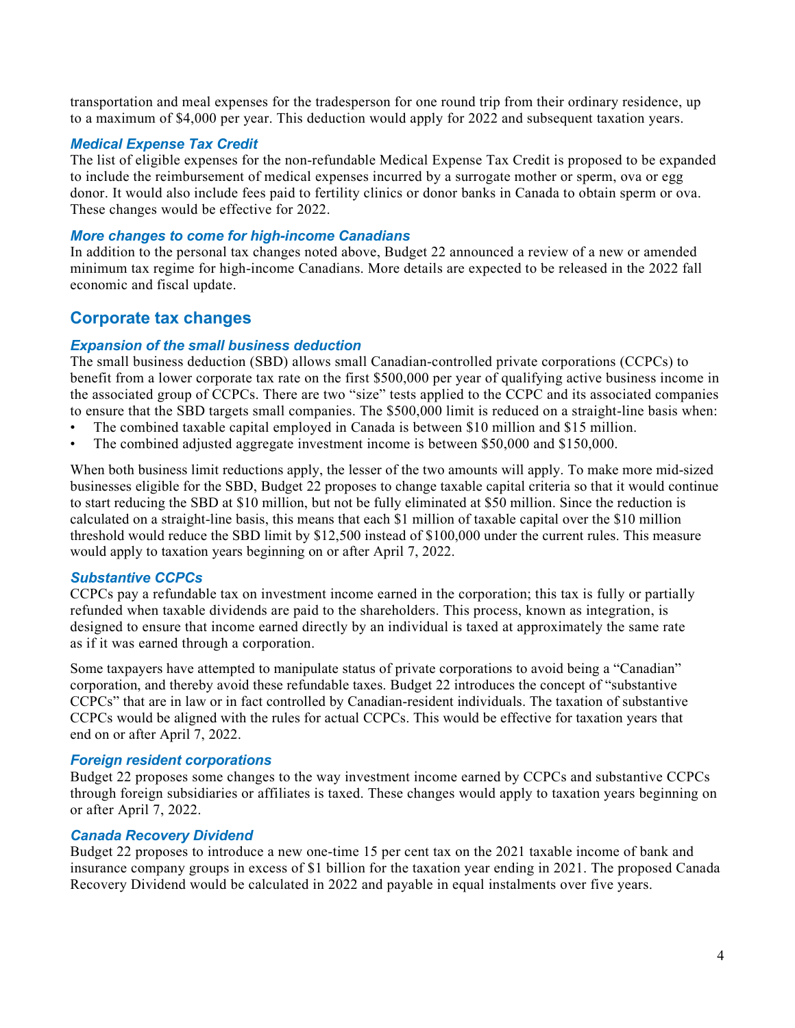transportation and meal expenses for the tradesperson for one round trip from their ordinary residence, up to a maximum of $4,000 per year. This deduction would apply for 2022 and subsequent taxation years.

### *Medical Expense Tax Credit*

The list of eligible expenses for the non-refundable Medical Expense Tax Credit is proposed to be expanded to include the reimbursement of medical expenses incurred by a surrogate mother or sperm, ova or egg donor. It would also include fees paid to fertility clinics or donor banks in Canada to obtain sperm or ova. These changes would be effective for 2022.

### *More changes to come for high-income Canadians*

In addition to the personal tax changes noted above, Budget 22 announced a review of a new or amended minimum tax regime for high-income Canadians. More details are expected to be released in the 2022 fall economic and fiscal update.

## Corporate tax changes

### *Expansion of the small business deduction*

The small business deduction (SBD) allows small Canadian-controlled private corporations (CCPCs) to benefit from a lower corporate tax rate on the first $500,000 per year of qualifying active business income in the associated group of CCPCs. There are two "size" tests applied to the CCPC and its associated companies to ensure that the SBD targets small companies. The $500,000 limit is reduced on a straight-line basis when:

- The combined taxable capital employed in Canada is between $10 million and $15 million.
- The combined adjusted aggregate investment income is between $50,000 and $150,000.

When both business limit reductions apply, the lesser of the two amounts will apply. To make more mid-sized businesses eligible for the SBD, Budget 22 proposes to change taxable capital criteria so that it would continue to start reducing the SBD at $10 million, but not be fully eliminated at $50 million. Since the reduction is calculated on a straight-line basis, this means that each $1 million of taxable capital over the $10 million threshold would reduce the SBD limit by $12,500 instead of $100,000 under the current rules. This measure would apply to taxation years beginning on or after April 7, 2022.

### *Substantive CCPCs*

CCPCs pay a refundable tax on investment income earned in the corporation; this tax is fully or partially refunded when taxable dividends are paid to the shareholders. This process, known as integration, is designed to ensure that income earned directly by an individual is taxed at approximately the same rate as if it was earned through a corporation.

Some taxpayers have attempted to manipulate status of private corporations to avoid being a "Canadian" corporation, and thereby avoid these refundable taxes. Budget 22 introduces the concept of "substantive CCPCs" that are in law or in fact controlled by Canadian-resident individuals. The taxation of substantive CCPCs would be aligned with the rules for actual CCPCs. This would be effective for taxation years that end on or after April 7, 2022.

### *Foreign resident corporations*

Budget 22 proposes some changes to the way investment income earned by CCPCs and substantive CCPCs through foreign subsidiaries or affiliates is taxed. These changes would apply to taxation years beginning on or after April 7, 2022.

### *Canada Recovery Dividend*

Budget 22 proposes to introduce a new one-time 15 per cent tax on the 2021 taxable income of bank and insurance company groups in excess of $1 billion for the taxation year ending in 2021. The proposed Canada Recovery Dividend would be calculated in 2022 and payable in equal instalments over five years.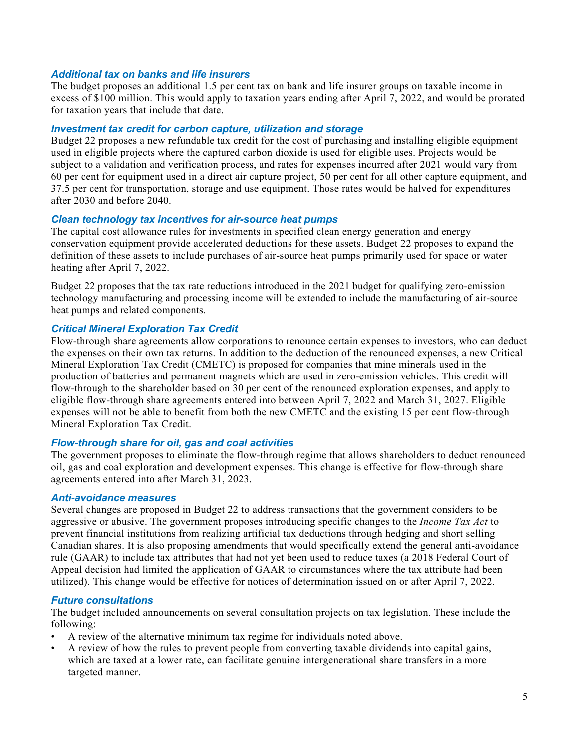### *Additional tax on banks and life insurers*

The budget proposes an additional 1.5 per cent tax on bank and life insurer groups on taxable income in excess of $100 million. This would apply to taxation years ending after April 7, 2022, and would be prorated for taxation years that include that date.

### *Investment tax credit for carbon capture, utilization and storage*

Budget 22 proposes a new refundable tax credit for the cost of purchasing and installing eligible equipment used in eligible projects where the captured carbon dioxide is used for eligible uses. Projects would be subject to a validation and verification process, and rates for expenses incurred after 2021 would vary from 60 per cent for equipment used in a direct air capture project, 50 per cent for all other capture equipment, and 37.5 per cent for transportation, storage and use equipment. Those rates would be halved for expenditures after 2030 and before 2040.

### *Clean technology tax incentives for air-source heat pumps*

The capital cost allowance rules for investments in specified clean energy generation and energy conservation equipment provide accelerated deductions for these assets. Budget 22 proposes to expand the definition of these assets to include purchases of air-source heat pumps primarily used for space or water heating after April 7, 2022.

Budget 22 proposes that the tax rate reductions introduced in the 2021 budget for qualifying zero-emission technology manufacturing and processing income will be extended to include the manufacturing of air-source heat pumps and related components.

### *Critical Mineral Exploration Tax Credit*

Flow-through share agreements allow corporations to renounce certain expenses to investors, who can deduct the expenses on their own tax returns. In addition to the deduction of the renounced expenses, a new Critical Mineral Exploration Tax Credit (CMETC) is proposed for companies that mine minerals used in the production of batteries and permanent magnets which are used in zero-emission vehicles. This credit will flow-through to the shareholder based on 30 per cent of the renounced exploration expenses, and apply to eligible flow-through share agreements entered into between April 7, 2022 and March 31, 2027. Eligible expenses will not be able to benefit from both the new CMETC and the existing 15 per cent flow-through Mineral Exploration Tax Credit.

### *Flow-through share for oil, gas and coal activities*

The government proposes to eliminate the flow-through regime that allows shareholders to deduct renounced oil, gas and coal exploration and development expenses. This change is effective for flow-through share agreements entered into after March 31, 2023.

### *Anti-avoidance measures*

Several changes are proposed in Budget 22 to address transactions that the government considers to be aggressive or abusive. The government proposes introducing specific changes to the *Income Tax Act* to prevent financial institutions from realizing artificial tax deductions through hedging and short selling Canadian shares. It is also proposing amendments that would specifically extend the general anti-avoidance rule (GAAR) to include tax attributes that had not yet been used to reduce taxes (a 2018 Federal Court of Appeal decision had limited the application of GAAR to circumstances where the tax attribute had been utilized). This change would be effective for notices of determination issued on or after April 7, 2022.

### *Future consultations*

The budget included announcements on several consultation projects on tax legislation. These include the following:

- A review of the alternative minimum tax regime for individuals noted above.
- A review of how the rules to prevent people from converting taxable dividends into capital gains, which are taxed at a lower rate, can facilitate genuine intergenerational share transfers in a more targeted manner.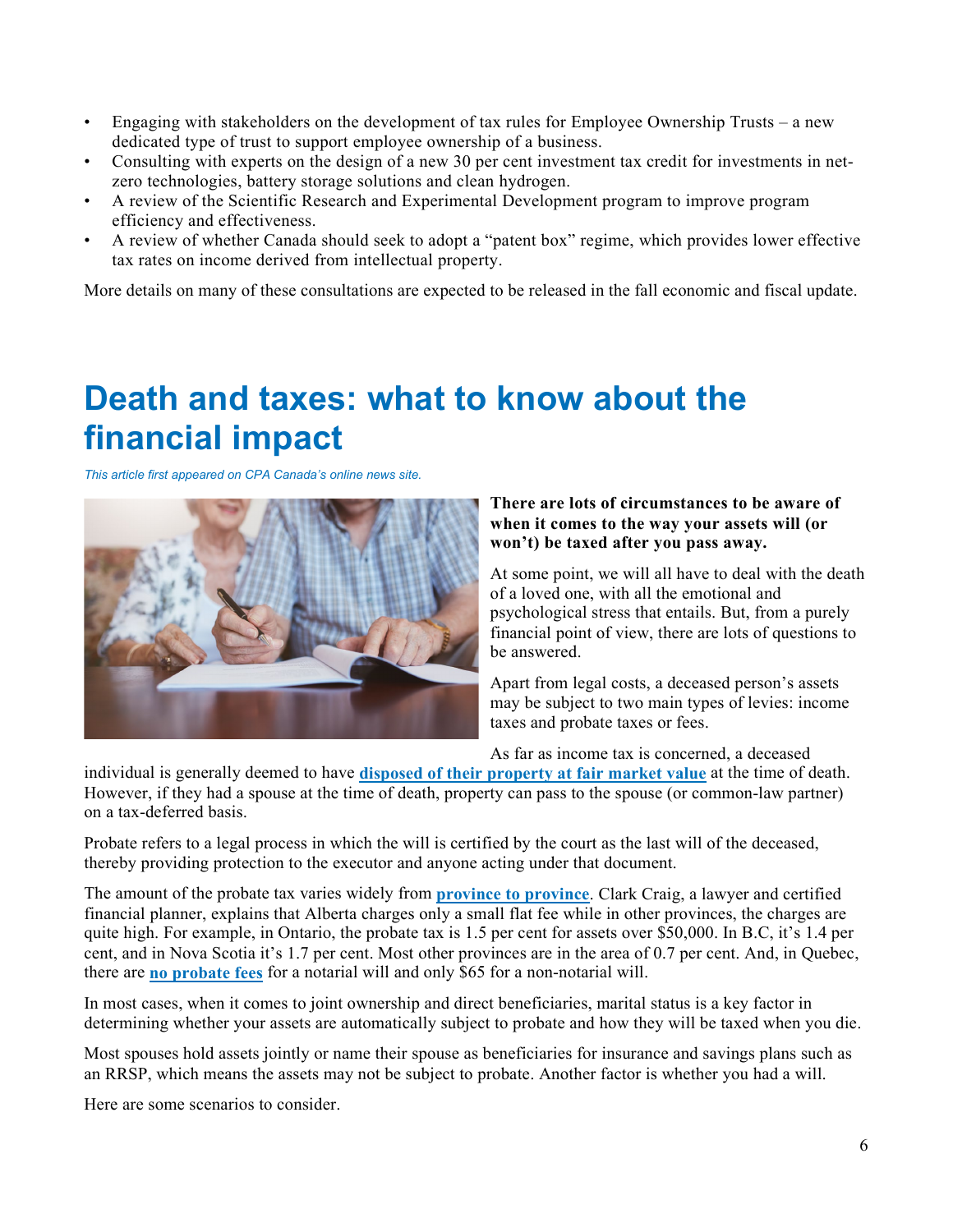- Engaging with stakeholders on the development of tax rules for Employee Ownership Trusts – a new dedicated type of trust to support employee ownership of a business.
- Consulting with experts on the design of a new 30 per cent investment tax credit for investments in net-zero technologies, battery storage solutions and clean hydrogen.
- A review of the Scientific Research and Experimental Development program to improve program efficiency and effectiveness.
- A review of whether Canada should seek to adopt a "patent box" regime, which provides lower effective tax rates on income derived from intellectual property.

More details on many of these consultations are expected to be released in the fall economic and fiscal update.

# Death and taxes: what to know about the financial impact

*This article first appeared on CPA Canada's online news site.*

**There are lots of circumstances to be aware of when it comes to the way your assets will (or won't) be taxed after you pass away.**

At some point, we will all have to deal with the death of a loved one, with all the emotional and psychological stress that entails. But, from a purely financial point of view, there are lots of questions to be answered.

Apart from legal costs, a deceased person's assets may be subject to two main types of levies: income taxes and probate taxes or fees.

As far as income tax is concerned, a deceased individual is generally deemed to have **disposed of their property at fair market value** at the time of death. However, if they had a spouse at the time of death, property can pass to the spouse (or common-law partner) on a tax-deferred basis.

Probate refers to a legal process in which the will is certified by the court as the last will of the deceased, thereby providing protection to the executor and anyone acting under that document.

The amount of the probate tax varies widely from **province to province**. Clark Craig, a lawyer and certified financial planner, explains that Alberta charges only a small flat fee while in other provinces, the charges are quite high. For example, in Ontario, the probate tax is 1.5 per cent for assets over $50,000. In B.C, it's 1.4 per cent, and in Nova Scotia it's 1.7 per cent. Most other provinces are in the area of 0.7 per cent. And, in Quebec, there are **no probate fees** for a notarial will and only $65 for a non-notarial will.

In most cases, when it comes to joint ownership and direct beneficiaries, marital status is a key factor in determining whether your assets are automatically subject to probate and how they will be taxed when you die.

Most spouses hold assets jointly or name their spouse as beneficiaries for insurance and savings plans such as an RRSP, which means the assets may not be subject to probate. Another factor is whether you had a will.

Here are some scenarios to consider.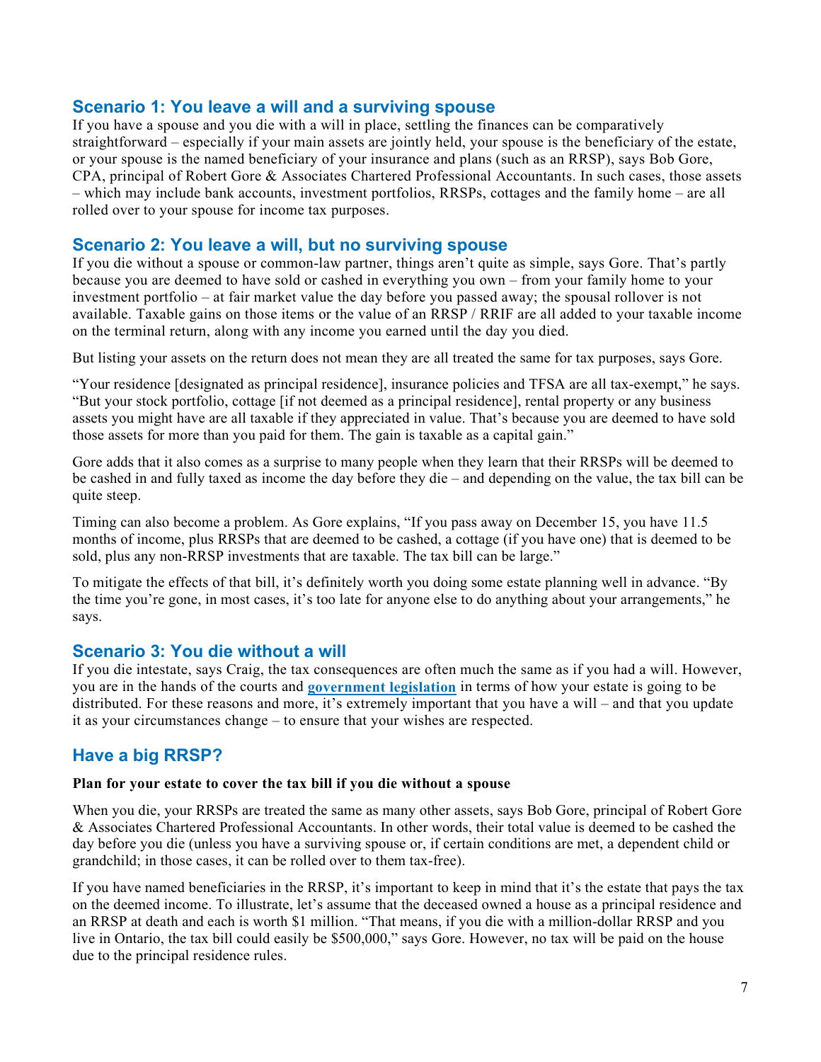## Scenario 1: You leave a will and a surviving spouse

If you have a spouse and you die with a will in place, settling the finances can be comparatively straightforward – especially if your main assets are jointly held, your spouse is the beneficiary of the estate, or your spouse is the named beneficiary of your insurance and plans (such as an RRSP), says Bob Gore, CPA, principal of Robert Gore & Associates Chartered Professional Accountants. In such cases, those assets – which may include bank accounts, investment portfolios, RRSPs, cottages and the family home – are all rolled over to your spouse for income tax purposes.

## Scenario 2: You leave a will, but no surviving spouse

If you die without a spouse or common-law partner, things aren't quite as simple, says Gore. That's partly because you are deemed to have sold or cashed in everything you own – from your family home to your investment portfolio – at fair market value the day before you passed away; the spousal rollover is not available. Taxable gains on those items or the value of an RRSP / RRIF are all added to your taxable income on the terminal return, along with any income you earned until the day you died.

But listing your assets on the return does not mean they are all treated the same for tax purposes, says Gore.

"Your residence [designated as principal residence], insurance policies and TFSA are all tax-exempt," he says. "But your stock portfolio, cottage [if not deemed as a principal residence], rental property or any business assets you might have are all taxable if they appreciated in value. That's because you are deemed to have sold those assets for more than you paid for them. The gain is taxable as a capital gain."

Gore adds that it also comes as a surprise to many people when they learn that their RRSPs will be deemed to be cashed in and fully taxed as income the day before they die – and depending on the value, the tax bill can be quite steep.

Timing can also become a problem. As Gore explains, "If you pass away on December 15, you have 11.5 months of income, plus RRSPs that are deemed to be cashed, a cottage (if you have one) that is deemed to be sold, plus any non-RRSP investments that are taxable. The tax bill can be large."

To mitigate the effects of that bill, it's definitely worth you doing some estate planning well in advance. "By the time you're gone, in most cases, it's too late for anyone else to do anything about your arrangements," he says.

## Scenario 3: You die without a will

If you die intestate, says Craig, the tax consequences are often much the same as if you had a will. However, you are in the hands of the courts and **government legislation** in terms of how your estate is going to be distributed. For these reasons and more, it's extremely important that you have a will – and that you update it as your circumstances change – to ensure that your wishes are respected.

## Have a big RRSP?

**Plan for your estate to cover the tax bill if you die without a spouse**

When you die, your RRSPs are treated the same as many other assets, says Bob Gore, principal of Robert Gore & Associates Chartered Professional Accountants. In other words, their total value is deemed to be cashed the day before you die (unless you have a surviving spouse or, if certain conditions are met, a dependent child or grandchild; in those cases, it can be rolled over to them tax-free).

If you have named beneficiaries in the RRSP, it's important to keep in mind that it's the estate that pays the tax on the deemed income. To illustrate, let's assume that the deceased owned a house as a principal residence and an RRSP at death and each is worth $1 million. "That means, if you die with a million-dollar RRSP and you live in Ontario, the tax bill could easily be $500,000," says Gore. However, no tax will be paid on the house due to the principal residence rules.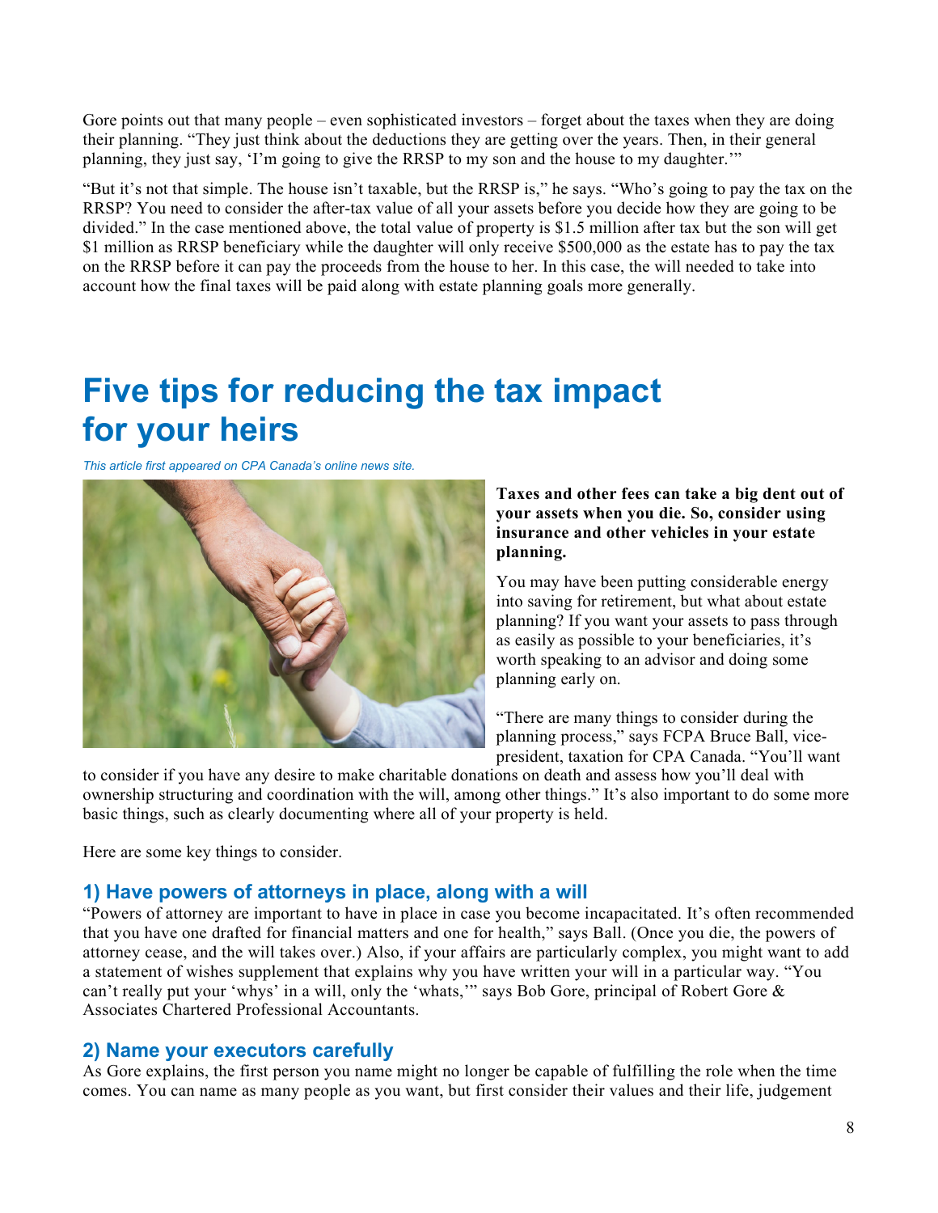Gore points out that many people – even sophisticated investors – forget about the taxes when they are doing their planning. "They just think about the deductions they are getting over the years. Then, in their general planning, they just say, 'I'm going to give the RRSP to my son and the house to my daughter.'"

"But it's not that simple. The house isn't taxable, but the RRSP is," he says. "Who's going to pay the tax on the RRSP? You need to consider the after-tax value of all your assets before you decide how they are going to be divided." In the case mentioned above, the total value of property is $1.5 million after tax but the son will get $1 million as RRSP beneficiary while the daughter will only receive $500,000 as the estate has to pay the tax on the RRSP before it can pay the proceeds from the house to her. In this case, the will needed to take into account how the final taxes will be paid along with estate planning goals more generally.

# Five tips for reducing the tax impact for your heirs

*This article first appeared on CPA Canada's online news site.*

**Taxes and other fees can take a big dent out of your assets when you die. So, consider using insurance and other vehicles in your estate planning.**

You may have been putting considerable energy into saving for retirement, but what about estate planning? If you want your assets to pass through as easily as possible to your beneficiaries, it's worth speaking to an advisor and doing some planning early on.

"There are many things to consider during the planning process," says FCPA Bruce Ball, vice-president, taxation for CPA Canada. "You'll want to consider if you have any desire to make charitable donations on death and assess how you'll deal with ownership structuring and coordination with the will, among other things." It's also important to do some more basic things, such as clearly documenting where all of your property is held.

Here are some key things to consider.

### 1) Have powers of attorneys in place, along with a will

"Powers of attorney are important to have in place in case you become incapacitated. It's often recommended that you have one drafted for financial matters and one for health," says Ball. (Once you die, the powers of attorney cease, and the will takes over.) Also, if your affairs are particularly complex, you might want to add a statement of wishes supplement that explains why you have written your will in a particular way. "You can't really put your 'whys' in a will, only the 'whats,'" says Bob Gore, principal of Robert Gore & Associates Chartered Professional Accountants.

### 2) Name your executors carefully

As Gore explains, the first person you name might no longer be capable of fulfilling the role when the time comes. You can name as many people as you want, but first consider their values and their life, judgement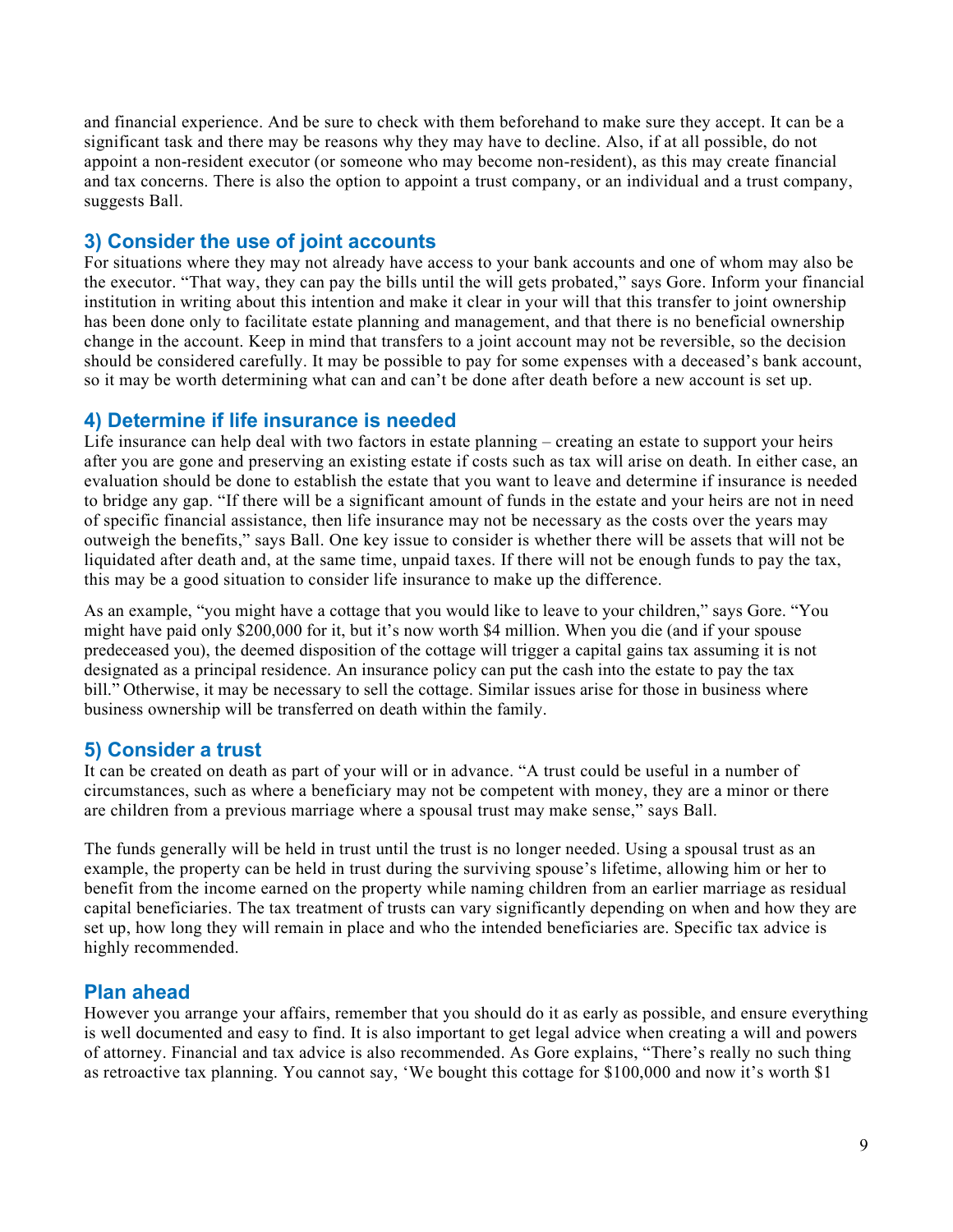and financial experience. And be sure to check with them beforehand to make sure they accept. It can be a significant task and there may be reasons why they may have to decline. Also, if at all possible, do not appoint a non-resident executor (or someone who may become non-resident), as this may create financial and tax concerns. There is also the option to appoint a trust company, or an individual and a trust company, suggests Ball.

## 3) Consider the use of joint accounts

For situations where they may not already have access to your bank accounts and one of whom may also be the executor. "That way, they can pay the bills until the will gets probated," says Gore. Inform your financial institution in writing about this intention and make it clear in your will that this transfer to joint ownership has been done only to facilitate estate planning and management, and that there is no beneficial ownership change in the account. Keep in mind that transfers to a joint account may not be reversible, so the decision should be considered carefully. It may be possible to pay for some expenses with a deceased's bank account, so it may be worth determining what can and can't be done after death before a new account is set up.

## 4) Determine if life insurance is needed

Life insurance can help deal with two factors in estate planning – creating an estate to support your heirs after you are gone and preserving an existing estate if costs such as tax will arise on death. In either case, an evaluation should be done to establish the estate that you want to leave and determine if insurance is needed to bridge any gap. "If there will be a significant amount of funds in the estate and your heirs are not in need of specific financial assistance, then life insurance may not be necessary as the costs over the years may outweigh the benefits," says Ball. One key issue to consider is whether there will be assets that will not be liquidated after death and, at the same time, unpaid taxes. If there will not be enough funds to pay the tax, this may be a good situation to consider life insurance to make up the difference.

As an example, "you might have a cottage that you would like to leave to your children," says Gore. "You might have paid only $200,000 for it, but it's now worth $4 million. When you die (and if your spouse predeceased you), the deemed disposition of the cottage will trigger a capital gains tax assuming it is not designated as a principal residence. An insurance policy can put the cash into the estate to pay the tax bill." Otherwise, it may be necessary to sell the cottage. Similar issues arise for those in business where business ownership will be transferred on death within the family.

## 5) Consider a trust

It can be created on death as part of your will or in advance. "A trust could be useful in a number of circumstances, such as where a beneficiary may not be competent with money, they are a minor or there are children from a previous marriage where a spousal trust may make sense," says Ball.

The funds generally will be held in trust until the trust is no longer needed. Using a spousal trust as an example, the property can be held in trust during the surviving spouse's lifetime, allowing him or her to benefit from the income earned on the property while naming children from an earlier marriage as residual capital beneficiaries. The tax treatment of trusts can vary significantly depending on when and how they are set up, how long they will remain in place and who the intended beneficiaries are. Specific tax advice is highly recommended.

## Plan ahead

However you arrange your affairs, remember that you should do it as early as possible, and ensure everything is well documented and easy to find. It is also important to get legal advice when creating a will and powers of attorney. Financial and tax advice is also recommended. As Gore explains, "There's really no such thing as retroactive tax planning. You cannot say, 'We bought this cottage for $100,000 and now it's worth $1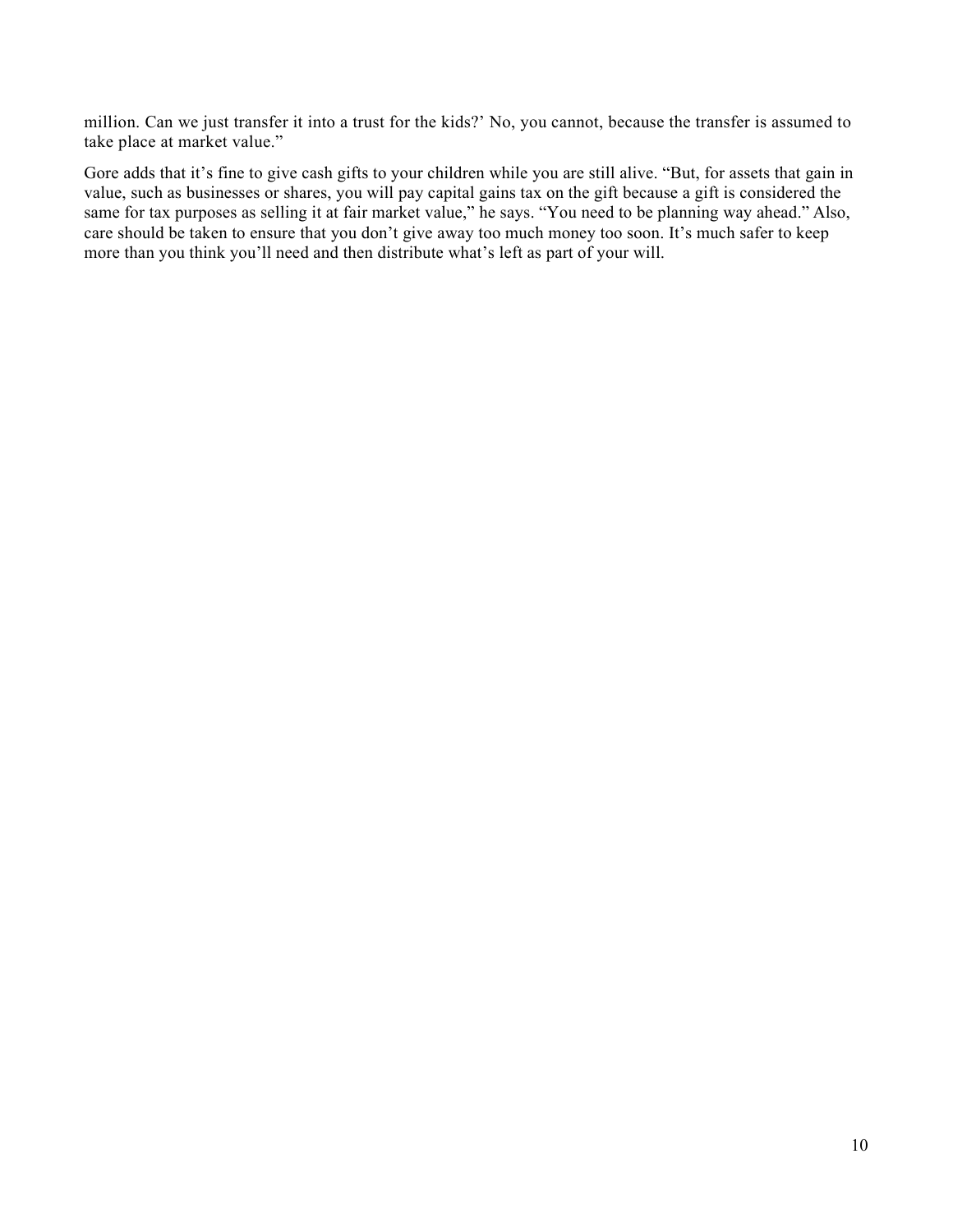million. Can we just transfer it into a trust for the kids?' No, you cannot, because the transfer is assumed to take place at market value."

Gore adds that it's fine to give cash gifts to your children while you are still alive. "But, for assets that gain in value, such as businesses or shares, you will pay capital gains tax on the gift because a gift is considered the same for tax purposes as selling it at fair market value," he says. "You need to be planning way ahead." Also, care should be taken to ensure that you don't give away too much money too soon. It's much safer to keep more than you think you'll need and then distribute what's left as part of your will.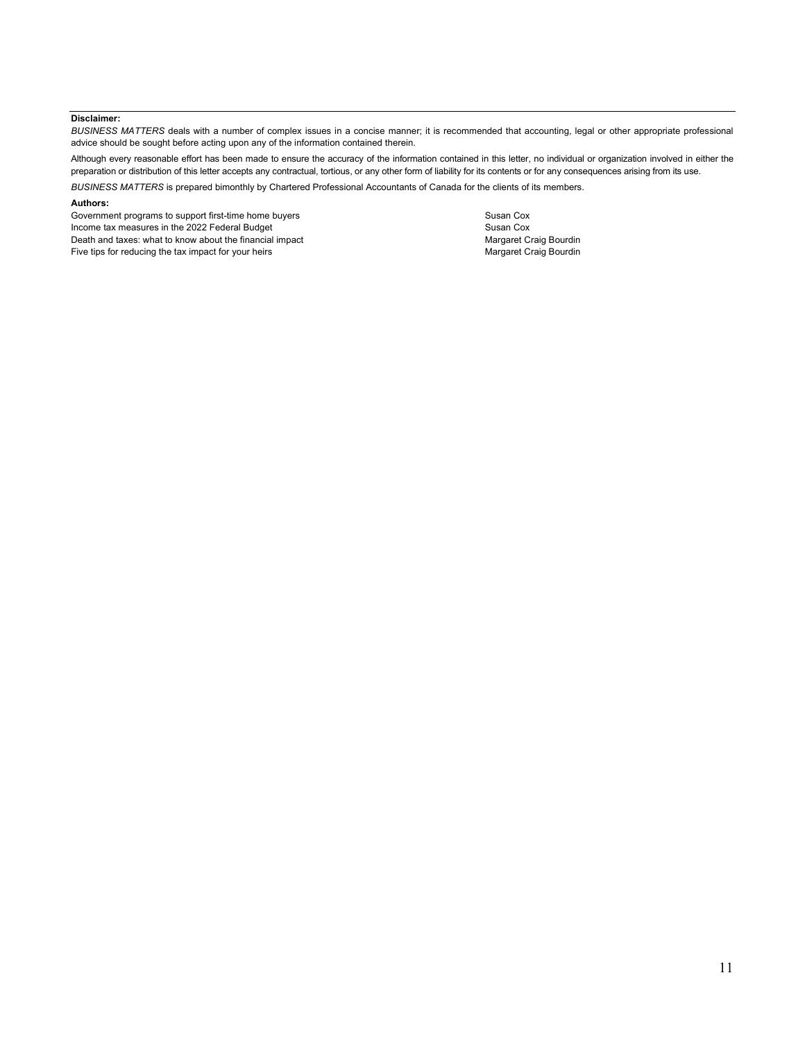**Disclaimer:**

*BUSINESS MATTERS* deals with a number of complex issues in a concise manner; it is recommended that accounting, legal or other appropriate professional advice should be sought before acting upon any of the information contained therein.

Although every reasonable effort has been made to ensure the accuracy of the information contained in this letter, no individual or organization involved in either the preparation or distribution of this letter accepts any contractual, tortious, or any other form of liability for its contents or for any consequences arising from its use.

*BUSINESS MATTERS* is prepared bimonthly by Chartered Professional Accountants of Canada for the clients of its members.

**Authors:**

| | |
|---|---|
| Government programs to support first-time home buyers | Susan Cox |
| Income tax measures in the 2022 Federal Budget | Susan Cox |
| Death and taxes: what to know about the financial impact | Margaret Craig Bourdin |
| Five tips for reducing the tax impact for your heirs | Margaret Craig Bourdin |